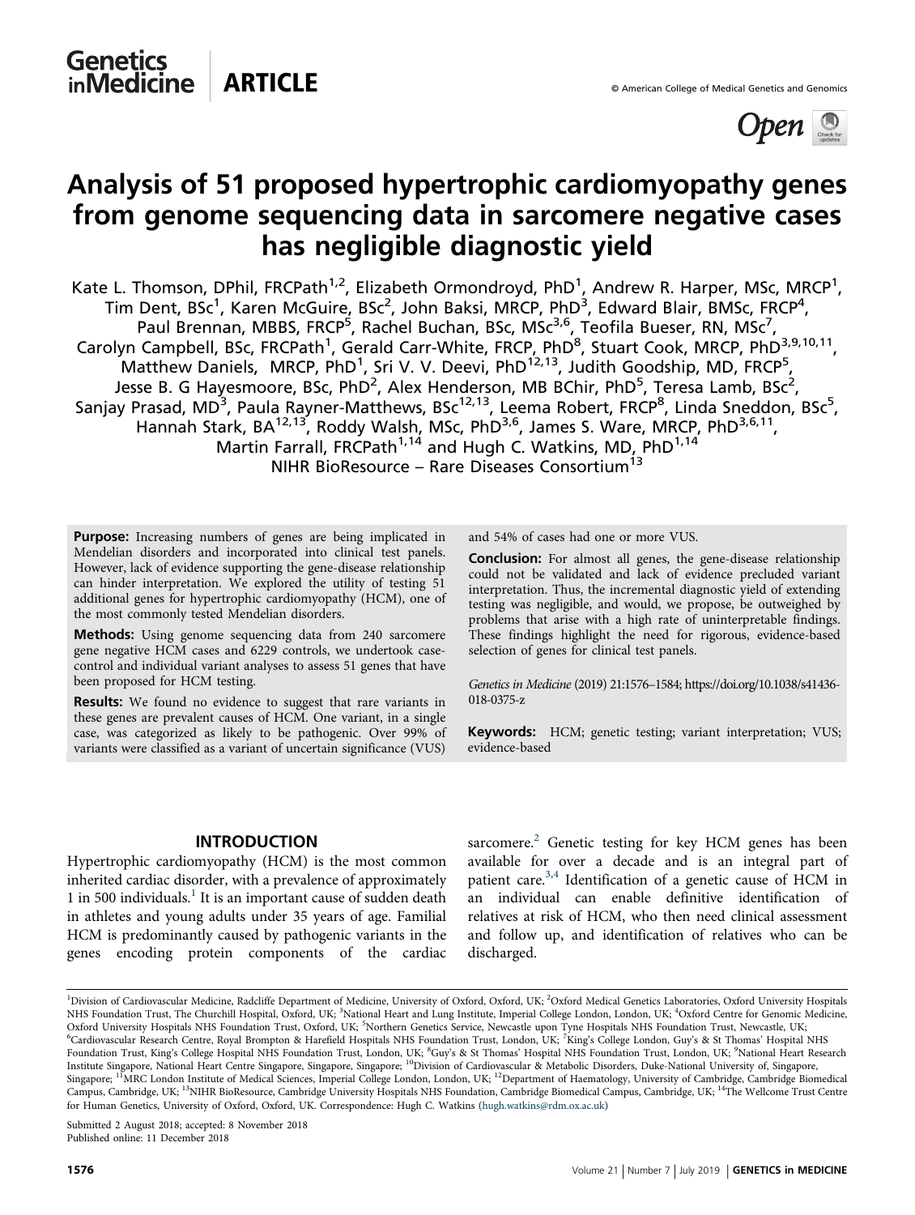# Analysis of 51 proposed hypertrophic cardiomyopathy genes from genome sequencing data in sarcomere negative cases has negligible diagnostic yield

Kate L. Thomson, DPhil, FRCPath[1,2], Elizabeth Ormondroyd, PhD[1], Andrew R. Harper, MSc, MRCP[1], Tim Dent, BSc[1], Karen McGuire, BSc[2], John Baksi, MRCP, PhD[3], Edward Blair, BMSc, FRCP[4], Paul Brennan, MBBS, FRCP[5], Rachel Buchan, BSc, MSc[3,6], Teofila Bueser, RN, MSc[7], Carolyn Campbell, BSc, FRCPath[1], Gerald Carr-White, FRCP, PhD[8], Stuart Cook, MRCP, PhD[3,9,10,11], Matthew Daniels, MRCP, PhD[1], Sri V. V. Deevi, PhD[12,13], Judith Goodship, MD, FRCP[5], Jesse B. G Hayesmoore, BSc, PhD[2], Alex Henderson, MB BChir, PhD[5], Teresa Lamb, BSc[2], Sanjay Prasad, MD[3], Paula Rayner-Matthews, BSc[12,13], Leema Robert, FRCP[8], Linda Sneddon, BSc[5], Hannah Stark, BA[12,13], Roddy Walsh, MSc, PhD[3,6], James S. Ware, MRCP, PhD[3,6,11], Martin Farrall, FRCPath[1,14] and Hugh C. Watkins, MD, PhD[1,14]

NIHR BioResource – Rare Diseases Consortium[13]

**Purpose:** Increasing numbers of genes are being implicated in Mendelian disorders and incorporated into clinical test panels. However, lack of evidence supporting the gene-disease relationship can hinder interpretation. We explored the utility of testing 51 additional genes for hypertrophic cardiomyopathy (HCM), one of the most commonly tested Mendelian disorders.

**Methods:** Using genome sequencing data from 240 sarcomere gene negative HCM cases and 6229 controls, we undertook case-control and individual variant analyses to assess 51 genes that have been proposed for HCM testing.

**Results:** We found no evidence to suggest that rare variants in these genes are prevalent causes of HCM. One variant, in a single case, was categorized as likely to be pathogenic. Over 99% of variants were classified as a variant of uncertain significance (VUS) and 54% of cases had one or more VUS.

**Conclusion:** For almost all genes, the gene-disease relationship could not be validated and lack of evidence precluded variant interpretation. Thus, the incremental diagnostic yield of extending testing was negligible, and would, we propose, be outweighed by problems that arise with a high rate of uninterpretable findings. These findings highlight the need for rigorous, evidence-based selection of genes for clinical test panels.

*Genetics in Medicine* (2019) 21:1576–1584; https://doi.org/10.1038/s41436-018-0375-z

**Keywords:** HCM; genetic testing; variant interpretation; VUS; evidence-based

## INTRODUCTION

Hypertrophic cardiomyopathy (HCM) is the most common inherited cardiac disorder, with a prevalence of approximately 1 in 500 individuals.[1] It is an important cause of sudden death in athletes and young adults under 35 years of age. Familial HCM is predominantly caused by pathogenic variants in the genes encoding protein components of the cardiac sarcomere.[2] Genetic testing for key HCM genes has been available for over a decade and is an integral part of patient care.[3,4] Identification of a genetic cause of HCM in an individual can enable definitive identification of relatives at risk of HCM, who then need clinical assessment and follow up, and identification of relatives who can be discharged.

[1]Division of Cardiovascular Medicine, Radcliffe Department of Medicine, University of Oxford, Oxford, UK; [2]Oxford Medical Genetics Laboratories, Oxford University Hospitals NHS Foundation Trust, The Churchill Hospital, Oxford, UK; [3]National Heart and Lung Institute, Imperial College London, London, UK; [4]Oxford Centre for Genomic Medicine, Oxford University Hospitals NHS Foundation Trust, Oxford, UK; [5]Northern Genetics Service, Newcastle upon Tyne Hospitals NHS Foundation Trust, Newcastle, UK; [6]Cardiovascular Research Centre, Royal Brompton & Harefield Hospitals NHS Foundation Trust, London, UK; [7]King's College London, Guy's & St Thomas' Hospital NHS Foundation Trust, King's College Hospital NHS Foundation Trust, London, UK; [8]Guy's & St Thomas' Hospital NHS Foundation Trust, London, UK; [9]National Heart Research Institute Singapore, National Heart Centre Singapore, Singapore, Singapore; [10]Division of Cardiovascular & Metabolic Disorders, Duke-National University of, Singapore, Singapore; [11]MRC London Institute of Medical Sciences, Imperial College London, London, UK; [12]Department of Haematology, University of Cambridge, Cambridge Biomedical Campus, Cambridge, UK; [13]NIHR BioResource, Cambridge University Hospitals NHS Foundation, Cambridge Biomedical Campus, Cambridge, UK; [14]The Wellcome Trust Centre for Human Genetics, University of Oxford, Oxford, UK. Correspondence: Hugh C. Watkins (hugh.watkins@rdm.ox.ac.uk)

Submitted 2 August 2018; accepted: 8 November 2018
Published online: 11 December 2018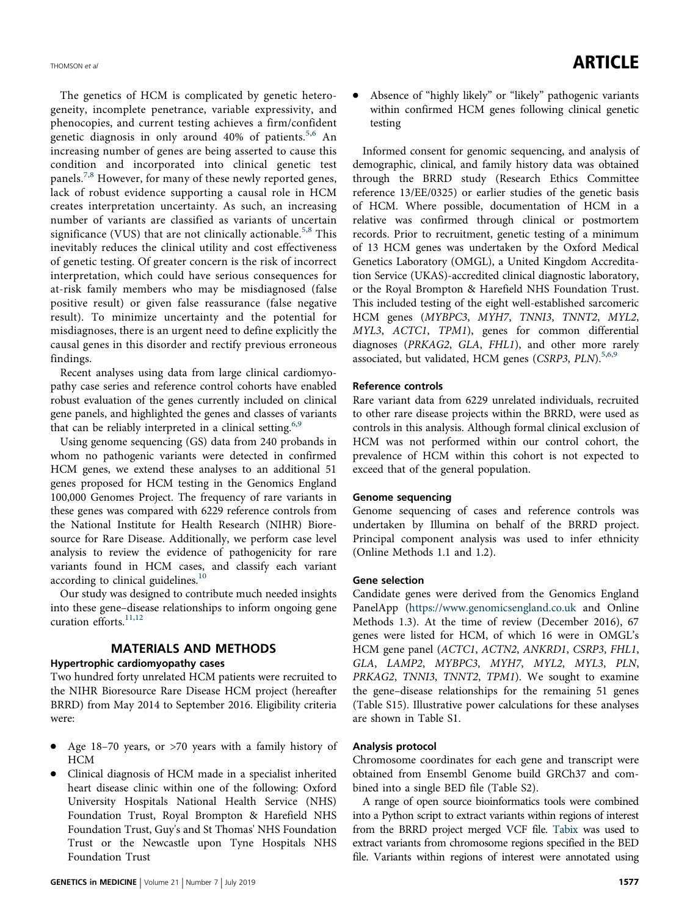The genetics of HCM is complicated by genetic heterogeneity, incomplete penetrance, variable expressivity, and phenocopies, and current testing achieves a firm/confident genetic diagnosis in only around 40% of patients.[5,6] An increasing number of genes are being asserted to cause this condition and incorporated into clinical genetic test panels.[7,8] However, for many of these newly reported genes, lack of robust evidence supporting a causal role in HCM creates interpretation uncertainty. As such, an increasing number of variants are classified as variants of uncertain significance (VUS) that are not clinically actionable.[5,8] This inevitably reduces the clinical utility and cost effectiveness of genetic testing. Of greater concern is the risk of incorrect interpretation, which could have serious consequences for at-risk family members who may be misdiagnosed (false positive result) or given false reassurance (false negative result). To minimize uncertainty and the potential for misdiagnoses, there is an urgent need to define explicitly the causal genes in this disorder and rectify previous erroneous findings.

Recent analyses using data from large clinical cardiomyopathy case series and reference control cohorts have enabled robust evaluation of the genes currently included on clinical gene panels, and highlighted the genes and classes of variants that can be reliably interpreted in a clinical setting.[6,9]

Using genome sequencing (GS) data from 240 probands in whom no pathogenic variants were detected in confirmed HCM genes, we extend these analyses to an additional 51 genes proposed for HCM testing in the Genomics England 100,000 Genomes Project. The frequency of rare variants in these genes was compared with 6229 reference controls from the National Institute for Health Research (NIHR) Bioresource for Rare Disease. Additionally, we perform case level analysis to review the evidence of pathogenicity for rare variants found in HCM cases, and classify each variant according to clinical guidelines.[10]

Our study was designed to contribute much needed insights into these gene–disease relationships to inform ongoing gene curation efforts.[11,12]

## MATERIALS AND METHODS

### Hypertrophic cardiomyopathy cases

Two hundred forty unrelated HCM patients were recruited to the NIHR Bioresource Rare Disease HCM project (hereafter BRRD) from May 2014 to September 2016. Eligibility criteria were:

- Age 18–70 years, or >70 years with a family history of HCM
- Clinical diagnosis of HCM made in a specialist inherited heart disease clinic within one of the following: Oxford University Hospitals National Health Service (NHS) Foundation Trust, Royal Brompton & Harefield NHS Foundation Trust, Guy's and St Thomas' NHS Foundation Trust or the Newcastle upon Tyne Hospitals NHS Foundation Trust
- Absence of "highly likely" or "likely" pathogenic variants within confirmed HCM genes following clinical genetic testing

Informed consent for genomic sequencing, and analysis of demographic, clinical, and family history data was obtained through the BRRD study (Research Ethics Committee reference 13/EE/0325) or earlier studies of the genetic basis of HCM. Where possible, documentation of HCM in a relative was confirmed through clinical or postmortem records. Prior to recruitment, genetic testing of a minimum of 13 HCM genes was undertaken by the Oxford Medical Genetics Laboratory (OMGL), a United Kingdom Accreditation Service (UKAS)-accredited clinical diagnostic laboratory, or the Royal Brompton & Harefield NHS Foundation Trust. This included testing of the eight well-established sarcomeric HCM genes (*MYBPC3*, *MYH7*, *TNNI3*, *TNNT2*, *MYL2*, *MYL3*, *ACTC1*, *TPM1*), genes for common differential diagnoses (*PRKAG2*, *GLA*, *FHL1*), and other more rarely associated, but validated, HCM genes (*CSRP3*, *PLN*).[5,6,9]

### Reference controls

Rare variant data from 6229 unrelated individuals, recruited to other rare disease projects within the BRRD, were used as controls in this analysis. Although formal clinical exclusion of HCM was not performed within our control cohort, the prevalence of HCM within this cohort is not expected to exceed that of the general population.

### Genome sequencing

Genome sequencing of cases and reference controls was undertaken by Illumina on behalf of the BRRD project. Principal component analysis was used to infer ethnicity (Online Methods 1.1 and 1.2).

### Gene selection

Candidate genes were derived from the Genomics England PanelApp (https://www.genomicsengland.co.uk and Online Methods 1.3). At the time of review (December 2016), 67 genes were listed for HCM, of which 16 were in OMGL's HCM gene panel (*ACTC1*, *ACTN2*, *ANKRD1*, *CSRP3*, *FHL1*, *GLA*, *LAMP2*, *MYBPC3*, *MYH7*, *MYL2*, *MYL3*, *PLN*, *PRKAG2*, *TNNI3*, *TNNT2*, *TPM1*). We sought to examine the gene–disease relationships for the remaining 51 genes (Table S15). Illustrative power calculations for these analyses are shown in Table S1.

### Analysis protocol

Chromosome coordinates for each gene and transcript were obtained from Ensembl Genome build GRCh37 and combined into a single BED file (Table S2).

A range of open source bioinformatics tools were combined into a Python script to extract variants within regions of interest from the BRRD project merged VCF file. Tabix was used to extract variants from chromosome regions specified in the BED file. Variants within regions of interest were annotated using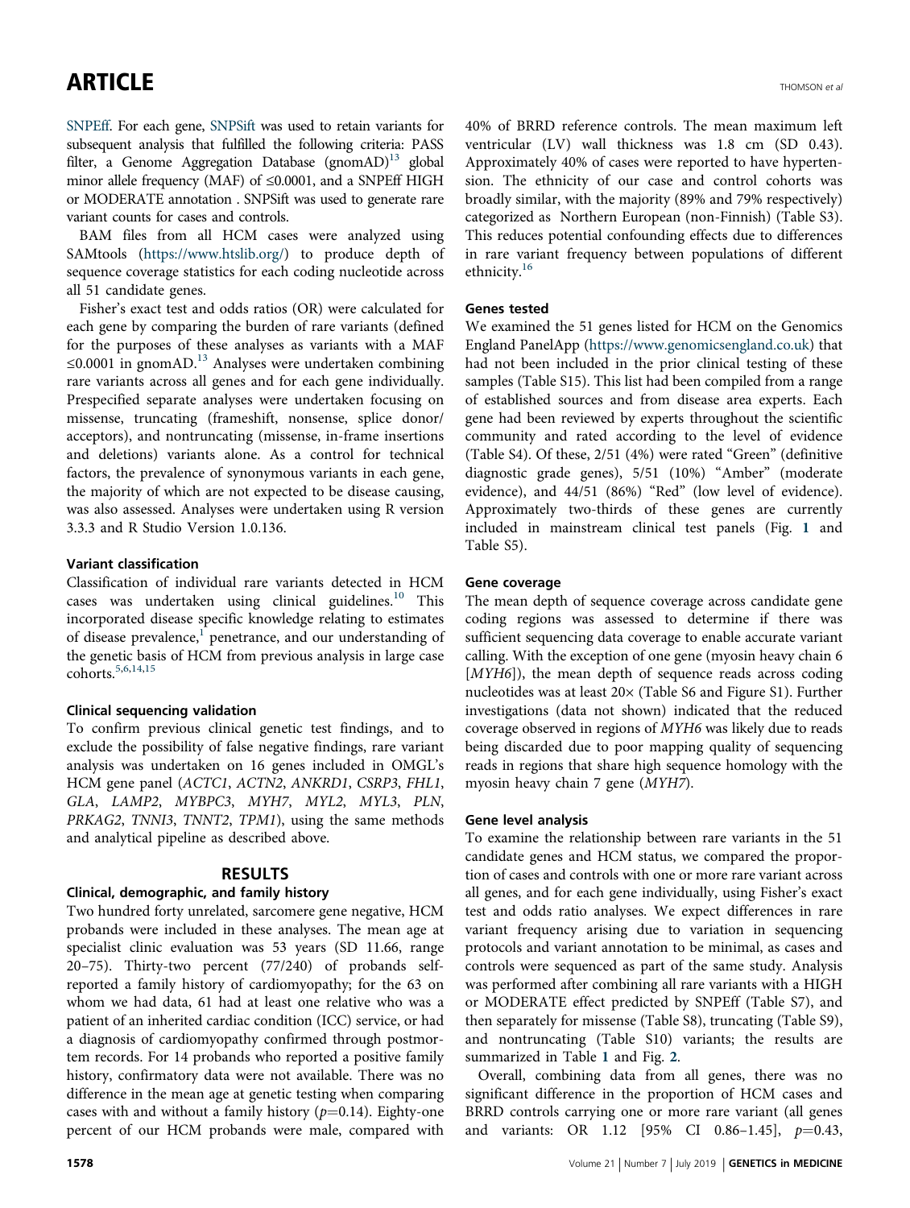SNPEff. For each gene, SNPSift was used to retain variants for subsequent analysis that fulfilled the following criteria: PASS filter, a Genome Aggregation Database (gnomAD)[13] global minor allele frequency (MAF) of ≤0.0001, and a SNPEff HIGH or MODERATE annotation . SNPSift was used to generate rare variant counts for cases and controls.

BAM files from all HCM cases were analyzed using SAMtools (https://www.htslib.org/) to produce depth of sequence coverage statistics for each coding nucleotide across all 51 candidate genes.

Fisher's exact test and odds ratios (OR) were calculated for each gene by comparing the burden of rare variants (defined for the purposes of these analyses as variants with a MAF ≤0.0001 in gnomAD.[13] Analyses were undertaken combining rare variants across all genes and for each gene individually. Prespecified separate analyses were undertaken focusing on missense, truncating (frameshift, nonsense, splice donor/acceptors), and nontruncating (missense, in-frame insertions and deletions) variants alone. As a control for technical factors, the prevalence of synonymous variants in each gene, the majority of which are not expected to be disease causing, was also assessed. Analyses were undertaken using R version 3.3.3 and R Studio Version 1.0.136.

### Variant classification

Classification of individual rare variants detected in HCM cases was undertaken using clinical guidelines.[10] This incorporated disease specific knowledge relating to estimates of disease prevalence,[1] penetrance, and our understanding of the genetic basis of HCM from previous analysis in large case cohorts.[5,6,14,15]

### Clinical sequencing validation

To confirm previous clinical genetic test findings, and to exclude the possibility of false negative findings, rare variant analysis was undertaken on 16 genes included in OMGL's HCM gene panel (*ACTC1*, *ACTN2*, *ANKRD1*, *CSRP3*, *FHL1*, *GLA*, *LAMP2*, *MYBPC3*, *MYH7*, *MYL2*, *MYL3*, *PLN*, *PRKAG2*, *TNNI3*, *TNNT2*, *TPM1*), using the same methods and analytical pipeline as described above.

## RESULTS

### Clinical, demographic, and family history

Two hundred forty unrelated, sarcomere gene negative, HCM probands were included in these analyses. The mean age at specialist clinic evaluation was 53 years (SD 11.66, range 20–75). Thirty-two percent (77/240) of probands self-reported a family history of cardiomyopathy; for the 63 on whom we had data, 61 had at least one relative who was a patient of an inherited cardiac condition (ICC) service, or had a diagnosis of cardiomyopathy confirmed through postmortem records. For 14 probands who reported a positive family history, confirmatory data were not available. There was no difference in the mean age at genetic testing when comparing cases with and without a family history ($p$=0.14). Eighty-one percent of our HCM probands were male, compared with 40% of BRRD reference controls. The mean maximum left ventricular (LV) wall thickness was 1.8 cm (SD 0.43). Approximately 40% of cases were reported to have hypertension. The ethnicity of our case and control cohorts was broadly similar, with the majority (89% and 79% respectively) categorized as Northern European (non-Finnish) (Table S3). This reduces potential confounding effects due to differences in rare variant frequency between populations of different ethnicity.[16]

### Genes tested

We examined the 51 genes listed for HCM on the Genomics England PanelApp (https://www.genomicsengland.co.uk) that had not been included in the prior clinical testing of these samples (Table S15). This list had been compiled from a range of established sources and from disease area experts. Each gene had been reviewed by experts throughout the scientific community and rated according to the level of evidence (Table S4). Of these, 2/51 (4%) were rated "Green" (definitive diagnostic grade genes), 5/51 (10%) "Amber" (moderate evidence), and 44/51 (86%) "Red" (low level of evidence). Approximately two-thirds of these genes are currently included in mainstream clinical test panels (Fig. 1 and Table S5).

### Gene coverage

The mean depth of sequence coverage across candidate gene coding regions was assessed to determine if there was sufficient sequencing data coverage to enable accurate variant calling. With the exception of one gene (myosin heavy chain 6 [*MYH6*]), the mean depth of sequence reads across coding nucleotides was at least 20× (Table S6 and Figure S1). Further investigations (data not shown) indicated that the reduced coverage observed in regions of *MYH6* was likely due to reads being discarded due to poor mapping quality of sequencing reads in regions that share high sequence homology with the myosin heavy chain 7 gene (*MYH7*).

### Gene level analysis

To examine the relationship between rare variants in the 51 candidate genes and HCM status, we compared the proportion of cases and controls with one or more rare variant across all genes, and for each gene individually, using Fisher's exact test and odds ratio analyses. We expect differences in rare variant frequency arising due to variation in sequencing protocols and variant annotation to be minimal, as cases and controls were sequenced as part of the same study. Analysis was performed after combining all rare variants with a HIGH or MODERATE effect predicted by SNPEff (Table S7), and then separately for missense (Table S8), truncating (Table S9), and nontruncating (Table S10) variants; the results are summarized in Table 1 and Fig. 2.

Overall, combining data from all genes, there was no significant difference in the proportion of HCM cases and BRRD controls carrying one or more rare variant (all genes and variants: OR 1.12 [95% CI 0.86–1.45], $p$=0.43,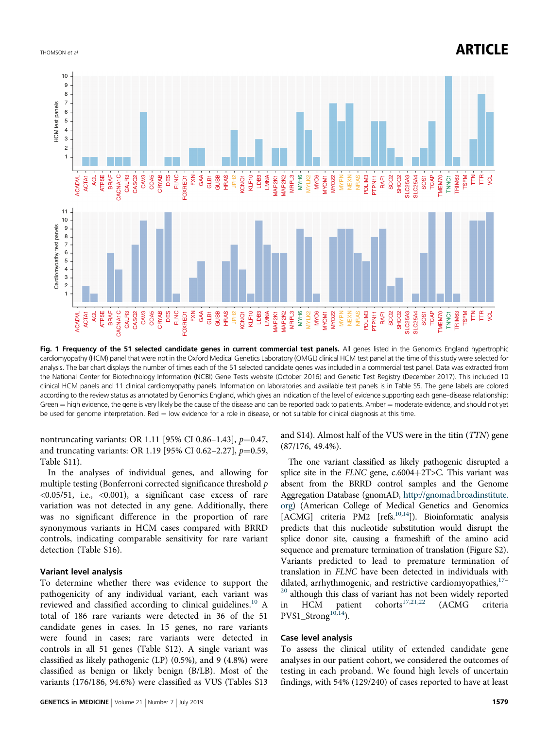**Fig. 1 Frequency of the 51 selected candidate genes in current commercial test panels.** All genes listed in the Genomics England hypertrophic cardiomyopathy (HCM) panel that were not in the Oxford Medical Genetics Laboratory (OMGL) clinical HCM test panel at the time of this study were selected for analysis. The bar chart displays the number of times each of the 51 selected candidate genes was included in a commercial test panel. Data was extracted from the National Center for Biotechnology Information (NCBI) Gene Tests website (October 2016) and Genetic Test Registry (December 2017). This included 10 clinical HCM panels and 11 clinical cardiomyopathy panels. Information on laboratories and available test panels is in Table S5. The gene labels are colored according to the review status as annotated by Genomics England, which gives an indication of the level of evidence supporting each gene–disease relationship: Green = high evidence, the gene is very likely be the cause of the disease and can be reported back to patients. Amber = moderate evidence, and should not yet be used for genome interpretation. Red = low evidence for a role in disease, or not suitable for clinical diagnosis at this time.

nontruncating variants: OR 1.11 [95% CI 0.86–1.43], $p=0.47$, and truncating variants: OR 1.19 [95% CI 0.62–2.27], $p=0.59$, Table S11).

In the analyses of individual genes, and allowing for multiple testing (Bonferroni corrected significance threshold $p < 0.05/51$, i.e., $<0.001$), a significant case excess of rare variation was not detected in any gene. Additionally, there was no significant difference in the proportion of rare synonymous variants in HCM cases compared with BRRD controls, indicating comparable sensitivity for rare variant detection (Table S16).

### Variant level analysis

To determine whether there was evidence to support the pathogenicity of any individual variant, each variant was reviewed and classified according to clinical guidelines.[10] A total of 186 rare variants were detected in 36 of the 51 candidate genes in cases. In 15 genes, no rare variants were found in cases; rare variants were detected in controls in all 51 genes (Table S12). A single variant was classified as likely pathogenic (LP) (0.5%), and 9 (4.8%) were classified as benign or likely benign (B/LB). Most of the variants (176/186, 94.6%) were classified as VUS (Tables S13 and S14). Almost half of the VUS were in the titin (*TTN*) gene (87/176, 49.4%).

The one variant classified as likely pathogenic disrupted a splice site in the *FLNC* gene, c.6004+2T>C. This variant was absent from the BRRD control samples and the Genome Aggregation Database (gnomAD, http://gnomad.broadinstitute.org) (American College of Medical Genetics and Genomics [ACMG] criteria PM2 [refs.[10,14]]). Bioinformatic analysis predicts that this nucleotide substitution would disrupt the splice donor site, causing a frameshift of the amino acid sequence and premature termination of translation (Figure S2). Variants predicted to lead to premature termination of translation in *FLNC* have been detected in individuals with dilated, arrhythmogenic, and restrictive cardiomyopathies,[17–20] although this class of variant has not been widely reported in HCM patient cohorts[17,21,22] (ACMG criteria PVS1_Strong[10,14]).

### Case level analysis

To assess the clinical utility of extended candidate gene analyses in our patient cohort, we considered the outcomes of testing in each proband. We found high levels of uncertain findings, with 54% (129/240) of cases reported to have at least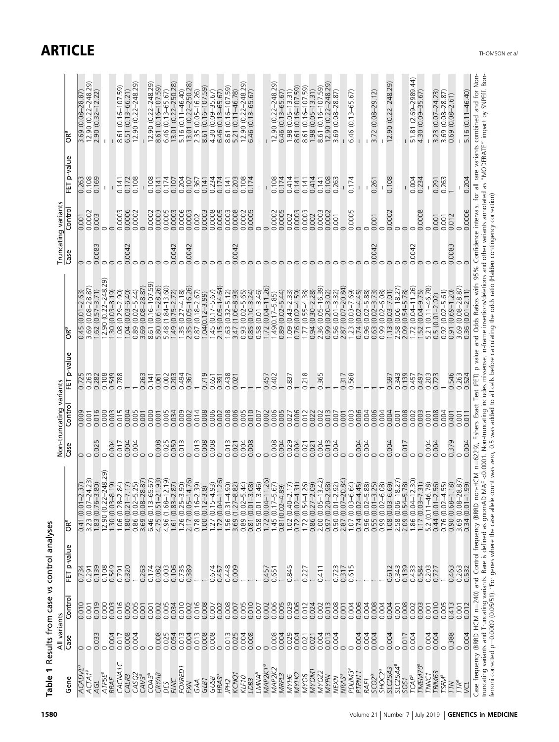**Table 1** Results from case vs control analyses

| Gene | All variants | | | | Non-truncating variants | | | | Truncating variants | | | |
|---|---|---|---|---|---|---|---|---|---|---|---|---|
| | Case | Control | FET p-value | OR[a] | Case | Control | FET p-value | OR[a] | Case | Control | FET p-value | OR[a] |
| *ACADVL*[a] | 0 | 0.010 | 0.734 | 0.41 (0.01–2.37) | 0 | 0.009 | 0.725 | 0.45 (0.01–2.63) | 0 | 0.001 | 0.263 | 3.69 (0.08–28.87) |
| *ACTA1*[a] | 0 | 0.001 | 0.291 | 3.23 (0.07–24.23) | 0 | 0.001 | 0.263 | 3.69 (0.08–28.87) | 0 | 0.0002 | 0.108 | 12.90 (0.22–248.29) |
| *AGL* | 0.033 | 0.019 | 0.139 | 1.83 (0.76–3.80) | 0.025 | 0.016 | 0.282 | 1.62 (0.57–3.71) | 0.0083 | 0.003 | 0.169 | 2.90 (0.32–12.22) |
| *ATP5E*[a] | 0 | 0.000 | 0.108 | 12.90 (0.22–248.29) | 0 | 0.000 | 0.108 | 12.90 (0.22–248.29) | 0 | 0 | – | – |
| *BRAF* | 0.004 | 0.003 | 0.549 | 1.30 (0.03–8.19) | 0.004 | 0.003 | 0.549 | 1.30 (0.03–8.19) | 0 | 0 | – | – |
| *CACNA1C* | 0.017 | 0.016 | 0.791 | 1.06 (0.28–2.84) | 0.017 | 0.015 | 0.788 | 1.08 (0.29–2.90) | 0 | 0.0003 | 0.141 | 8.61 (0.16–107.59) |
| *CALR3* | 0.008 | 0.005 | 0.320 | 1.80 (0.21–7.17) | 0.004 | 0.004 | 1 | 1.04 (0.03–6.40) | 0.0042 | 0.0006 | 0.172 | 6.51 (0.13–66.21) |
| *CASQ2* | 0.004 | 0.005 | 1 | 0.86 (0.02–5.25) | 0.004 | 0.005 | 1 | 0.89 (0.02–5.44) | 0 | 0.0002 | 0.108 | 12.90 (0.22–248.29) |
| *CAV3*[a] | 0 | 0.001 | 0.263 | 3.69 (0.08–28.87) | 0 | 0.001 | 0.263 | 3.69 (0.08–28.87) | 0 | 0 | – | – |
| *COA5*[a] | 0 | 0.001 | 0.174 | 6.46 (0.13–65.67) | 0 | 0.000 | 0.141 | 8.61 (0.16–107.59) | 0 | 0.0002 | 0.108 | 12.90 (0.22–248.29) |
| *CRYAB* | 0.008 | 0.002 | 0.082 | 4.75 (0.51–21.93) | 0.008 | 0.001 | 0.061 | 5.80 (0.61–28.26) | 0 | 0.0003 | 0.141 | 8.61 (0.16–107.59) |
| *DES* | 0.025 | 0.005 | 0.003 | 4.96 (1.68–12.19) | 0.025 | 0.005 | 0.002 | 5.48 (1.84–13.60) | 0 | 0.0005 | 0.174 | 6.46 (0.13–65.67) |
| *FLNC* | 0.054 | 0.034 | 0.106 | 1.61 (0.83–2.87) | 0.050 | 0.034 | 0.203 | 1.49 (0.75–2.72) | 0.0042 | 0.0003 | 0.107 | 13.01 (0.22–250.28) |
| *FOXRED1* | 0.013 | 0.010 | 0.735 | 1.26 (0.25–3.90) | 0.013 | 0.009 | 0.494 | 1.35 (0.27–4.18) | 0 | 0.0006 | 0.204 | 5.16 (0.11–46.40) |
| *FXN* | 0.004 | 0.002 | 0.389 | 2.17 (0.05–14.76) | 0 | 0.002 | 0.367 | 2.35 (0.05–16.26) | 0.0042 | 0.0003 | 0.107 | 13.01 (0.22–250.28) |
| *GAA* | 0.013 | 0.016 | 1 | 0.78 (0.16–2.39) | 0.013 | 0.014 | 1 | 0.87 (0.18–2.67) | 0 | 0.002 | 0.367 | 2.35 (0.05–16.26) |
| *GLB1* | 0.008 | 0.008 | 1 | 1.00 (0.12–3.8) | 0.008 | 0.008 | 0.719 | 1.04(0.12–3.99) | 0 | 0.0003 | 0.141 | 8.61 (0.16–107.59) |
| *GUSB* | 0.008 | 0.007 | 0.674 | 1.27 (0.15–4.93) | 0.008 | 0.006 | 0.651 | 1.45 (0.17–5.67) | 0 | 0.0008 | 0.234 | 4.30 (0.09–35.67) |
| *HRAS*[a] | 0 | 0.002 | 0.457 | 1.72 (0.04–11.26) | 0 | 0.002 | 0.391 | 2.15 (0.05–14.64) | 0 | 0.0005 | 0.174 | 6.46 (0.13–65.67) |
| *IPH2* | 0.013 | 0.008 | 0.448 | 1.56 (0.31–4.90) | 0.013 | 0.008 | 0.438 | 1.63 (0.32–5.12) | 0 | 0.0003 | 0.141 | 8.61 (0.16–107.59) |
| *KCNQ1* | 0.025 | 0.007 | 0.009 | 3.69 (1.27–8.82) | 0.021 | 0.006 | 0.021 | 3.47 (1.06–8.93) | 0.0042 | 0.0008 | 0.203 | 5.21 (0.11–46.78) |
| *KLF10* | 0.004 | 0.005 | 1 | 0.89 (0.02–5.44) | 0.004 | 0.005 | 1 | 0.93 (0.02–5.65) | 0 | 0.0002 | 0.108 | 12.90 (0.22–248.29) |
| *LDB3* | 0.008 | 0.010 | 1 | 0.81 (0.01–3.08) | 0.008 | 0.010 | 1 | 0.85 (0.10–3.24) | 0 | 0.0005 | 0.174 | 6.46 (0.13–65.67) |
| *LMNA*[a] | 0 | 0.007 | 1 | 0.58 (0.01–3.46) | 0 | 0.007 | 1 | 0.58 (0.01–3.46) | 0 | 0 | – | – |
| *MAP2K1*[a] | 0 | 0.002 | 0.457 | 1.72 (0.04–11.26) | 0 | 0.002 | 0.457 | 1.72 (0.04–11.26) | 0 | 0 | – | – |
| *MAP2K2* | 0.008 | 0.006 | 0.651 | 1.45 (0.17–5.67) | 0.008 | 0.006 | 0.402 | 1.49(0.17–5.85) | 0 | 0.0002 | 0.108 | 12.90 (0.22–248.29) |
| *MRPL3* | 0.004 | 0.005 | 1 | 0.81(0.02–4.89) | 0.004 | 0.005 | 1 | 0.89 (0.02–5.44) | 0 | 0.0005 | 0.174 | 6.46 (0.13–65.67) |
| *MYH6* | 0.029 | 0.029 | 0.845 | 1.02 (0.40–2.17) | 0.029 | 0.027 | 0.837 | 1.09 (0.43–2.33) | 0 | 0.002 | 0.414 | 1.98 (0.05–13.31) |
| *MYLK2* | 0.004 | 0.006 | 1 | 0.72 (0.02–4.31) | 0.004 | 0.006 | 1 | 0.76 (0.02–4.59) | 0 | 0.0003 | 0.141 | 8.61 (0.16–107.59) |
| *MYO6* | 0.021 | 0.012 | 0.227 | 1.72 (0.54–4.26) | 0.021 | 0.012 | 0.218 | 1.77 (0.55–4.38) | 0 | 0.0003 | 0.141 | 8.61 (0.16–107.59) |
| *MYOM1* | 0.021 | 0.024 | 1 | 0.86 (0.27–2.09) | 0.021 | 0.022 | 1 | 0.94 (0.30–2.28) | 0 | 0.002 | 0.414 | 1.98 (0.05–13.31) |
| *MYOZ2* | 0.004 | 0.002 | 0.411 | 2.00 (0.05–13.42) | 0.004 | 0.002 | 0.365 | 2.36 (0.05–16.39) | 0 | 0.0003 | 0.141 | 8.61 (0.16–107.59) |
| *MYPN* | 0.013 | 0.013 | 1 | 0.97 (0.20–2.98) | 0.013 | 0.013 | 1 | 0.99 (0.20–3.02) | 0 | 0.0002 | 0.108 | 12.90 (0.22–248.29) |
| *NEXN* | 0.004 | 0.008 | 0.723 | 0.50 (0.01–2.92) | 0.004 | 0.007 | 1 | 0.56 (0.01–3.32) | 0 | 0.001 | 0.263 | 3.69 (0.08–28.87) |
| *NRAS*[a] | 0 | 0.001 | 0.317 | 2.87 (0.07–20.84) | 0 | 0.001 | 0.317 | 2.87 (0.07–20.84) | 0 | 0 | – | – |
| *PDLIM3*[a] | 0 | 0.004 | 0.615 | 1.07 (0.03–6.64) | 0 | 0.003 | 0.568 | 1.23 (0.03–7.69) | 0 | 0.0005 | 0.174 | 6.46 (0.13–65.67) |
| *PTPN11* | 0.004 | 0.006 | 1 | 0.74 (0.02–4.45) | 0.004 | 0.006 | 1 | 0.74 (0.02–4.45) | 0 | 0 | – | – |
| *RAF1* | 0.004 | 0.004 | 1 | 0.96 (0.02–5.88) | 0.004 | 0.004 | 1 | 0.96 (0.02–5.88) | 0 | 0 | – | – |
| *SCO2*[a] | 0.004 | 0.008 | 1 | 0.55 (0.01–3.25) | 0 | 0.006 | 1 | 0.63 (0.02–3.73) | 0.0042 | 0.001 | 0.261 | 3.72 (0.08–29.12) |
| *SHOC2*[a] | 0 | 0.004 | 1 | 0.99 (0.02–6.08) | 0 | 0.004 | 1 | 0.99 (0.02–6.08) | 0 | 0 | – | – |
| *SLC25A3* | 0.004 | 0.004 | 0.612 | 1.08 (0.03–6.69) | 0.004 | 0.004 | 0.597 | 1.13 (0.03–7.01) | 0 | 0.0002 | 0.108 | 12.90 (0.22–248.29) |
| *SLC25A4*[a] | 0 | 0.001 | 0.343 | 2.58 (0.06–18.27) | 0 | 0.001 | 0.343 | 2.58 (0.06–18.27) | 0 | 0 | – | – |
| *SOS1* | 0.017 | 0.008 | 0.139 | 2.09 (0.54–5.78) | 0.017 | 0.008 | 0.139 | 2.09 (0.54–5.78) | 0 | 0 | – | – |
| *TCAP*[a] | 0.004 | 0.002 | 0.433 | 1.86 (0.04–12.30) | 0 | 0.002 | 0.457 | 1.72 (0.04–11.26) | 0.0042 | 0 | 0.004 | 51.81 (2.69–2989.44) |
| *TMEM70*[a] | 0 | 0.003 | 0.584 | 1.17 (0.03–7.31) | 0 | 0.003 | 0.497 | 1.52 (0.04–9.75) | 0 | 0.0008 | 0.234 | 4.30 (0.09–35.67) |
| *TNNC1* | 0.004 | 0.001 | 0.203 | 5.2 (0.11–46.78) | 0.004 | 0.001 | 0.203 | 5.21 (0.11–46.78) | 0 | 0 | – | – |
| *TRIM63* | 0.004 | 0.010 | 0.727 | 0.44 (0.01–2.56) | 0.004 | 0.008 | 0.723 | 0.5 (0.01–2.92) | 0 | 0.001 | 0.291 | 3.23 (0.07–24.23) |
| *TSFM*[a] | 0 | 0.005 | 1 | 0.76 (0.02–4.55) | 0 | 0.004 | 1 | 0.92 (0.02–5.61) | 0 | 0.001 | 0.263 | 3.69 (0.08–28.87) |
| *TTN* | 0.388 | 0.413 | 0.463 | 0.90 (0.68–1.18) | 0.379 | 0.401 | 0.546 | 0.91 (0.69–1.20) | 0.0083 | 0.012 | 1 | 0.69 (0.08–2.61) |
| *TTR*[a] | 0 | 0.001 | 0.263 | 3.69 (0.08–28.87) | 0 | 0.001 | 0.263 | 3.69 (0.08–28.87) | 0 | 0 | – | – |
| *VCL* | 0.004 | 0.012 | 0.532 | 0.34 (0.01–1.99) | 0.004 | 0.011 | 0.524 | 0.36 (0.01–2.11) | 0 | 0.0006 | 0.204 | 5.16 (0.11–46.40) |

Case frequency (BRRD HCM n=240) and Control frequency (BRRD non-HCM n=6229), Fishers Exact Test (FET) p value and Odds Ratios with 95% Confidence intervals, for all rare variants combined and for Non-truncating variants and Truncating variants. Rare is defined as gnomAD MAF <0.0001. Non-truncating includes missense, in-frame insertions/deletions and other variants annotated as "MODERATE" impact by SNPEff. Bonferroni corrected p=0.0009 (0.05/51). [a]For genes where the case allele count was zero, 0.5 was added to all cells before calculating the odds ratio (Haldan contingency correction)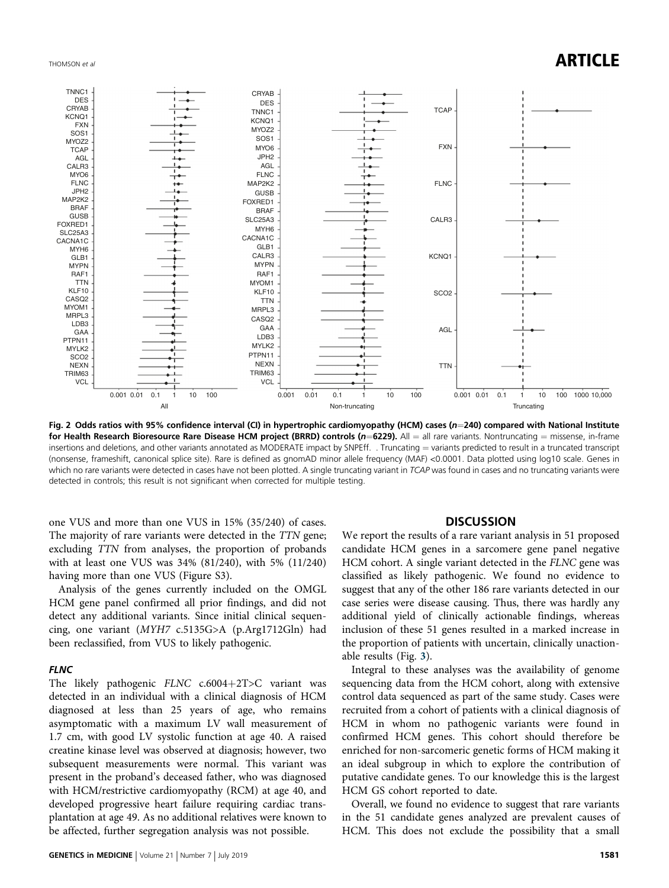Fig. 2 Odds ratios with 95% confidence interval (CI) in hypertrophic cardiomyopathy (HCM) cases ($n$=240) compared with National Institute for Health Research Bioresource Rare Disease HCM project (BRRD) controls ($n$=6229). All = all rare variants. Nontruncating = missense, in-frame insertions and deletions, and other variants annotated as MODERATE impact by SNPEff. . Truncating = variants predicted to result in a truncated transcript (nonsense, frameshift, canonical splice site). Rare is defined as gnomAD minor allele frequency (MAF) <0.0001. Data plotted using log10 scale. Genes in which no rare variants were detected in cases have not been plotted. A single truncating variant in *TCAP* was found in cases and no truncating variants were detected in controls; this result is not significant when corrected for multiple testing.

one VUS and more than one VUS in 15% (35/240) of cases. The majority of rare variants were detected in the *TTN* gene; excluding *TTN* from analyses, the proportion of probands with at least one VUS was 34% (81/240), with 5% (11/240) having more than one VUS (Figure S3).

Analysis of the genes currently included on the OMGL HCM gene panel confirmed all prior findings, and did not detect any additional variants. Since initial clinical sequencing, one variant (*MYH7* c.5135G>A (p.Arg1712Gln) had been reclassified, from VUS to likely pathogenic.

### *FLNC*

The likely pathogenic *FLNC* c.6004+2T>C variant was detected in an individual with a clinical diagnosis of HCM diagnosed at less than 25 years of age, who remains asymptomatic with a maximum LV wall measurement of 1.7 cm, with good LV systolic function at age 40. A raised creatine kinase level was observed at diagnosis; however, two subsequent measurements were normal. This variant was present in the proband's deceased father, who was diagnosed with HCM/restrictive cardiomyopathy (RCM) at age 40, and developed progressive heart failure requiring cardiac transplantation at age 49. As no additional relatives were known to be affected, further segregation analysis was not possible.

## DISCUSSION

We report the results of a rare variant analysis in 51 proposed candidate HCM genes in a sarcomere gene panel negative HCM cohort. A single variant detected in the *FLNC* gene was classified as likely pathogenic. We found no evidence to suggest that any of the other 186 rare variants detected in our case series were disease causing. Thus, there was hardly any additional yield of clinically actionable findings, whereas inclusion of these 51 genes resulted in a marked increase in the proportion of patients with uncertain, clinically unactionable results (Fig. 3).

Integral to these analyses was the availability of genome sequencing data from the HCM cohort, along with extensive control data sequenced as part of the same study. Cases were recruited from a cohort of patients with a clinical diagnosis of HCM in whom no pathogenic variants were found in confirmed HCM genes. This cohort should therefore be enriched for non-sarcomeric genetic forms of HCM making it an ideal subgroup in which to explore the contribution of putative candidate genes. To our knowledge this is the largest HCM GS cohort reported to date.

Overall, we found no evidence to suggest that rare variants in the 51 candidate genes analyzed are prevalent causes of HCM. This does not exclude the possibility that a small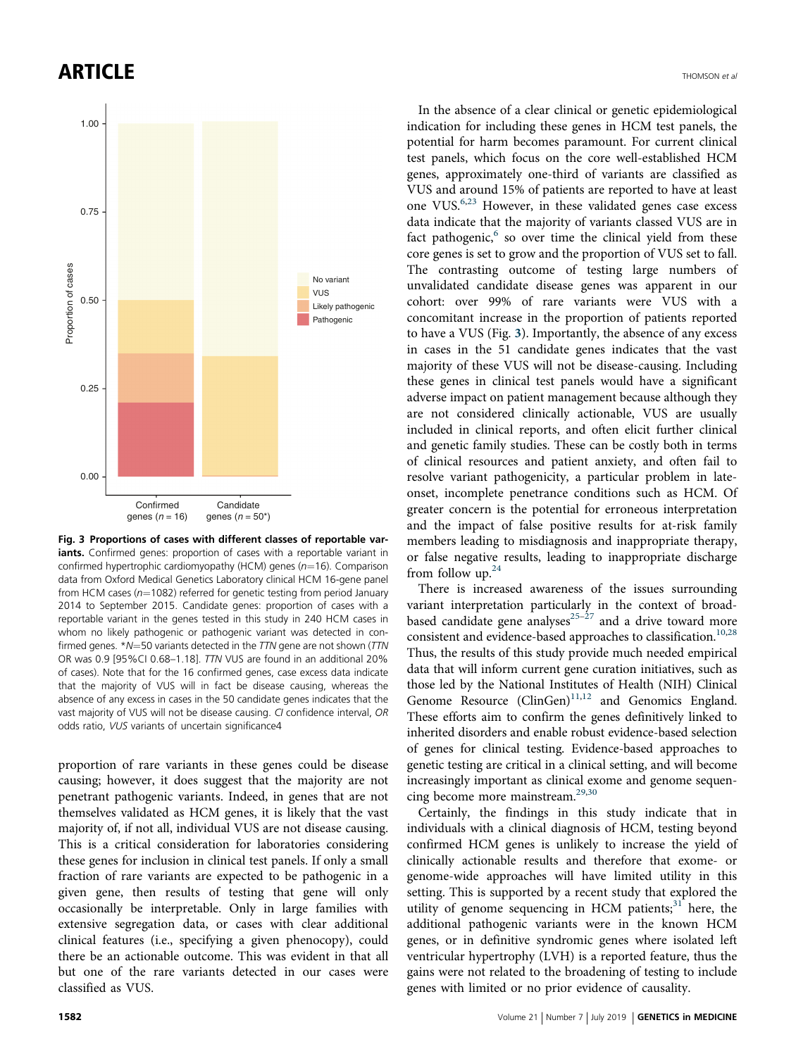**Fig. 3 Proportions of cases with different classes of reportable variants.** Confirmed genes: proportion of cases with a reportable variant in confirmed hypertrophic cardiomyopathy (HCM) genes ($n=16$). Comparison data from Oxford Medical Genetics Laboratory clinical HCM 16-gene panel from HCM cases ($n=1082$) referred for genetic testing from period January 2014 to September 2015. Candidate genes: proportion of cases with a reportable variant in the genes tested in this study in 240 HCM cases in whom no likely pathogenic or pathogenic variant was detected in confirmed genes. *$N=50$ variants detected in the *TTN* gene are not shown (*TTN* OR was 0.9 [95%CI 0.68–1.18]. *TTN* VUS are found in an additional 20% of cases). Note that for the 16 confirmed genes, case excess data indicate that the majority of VUS will in fact be disease causing, whereas the absence of any excess in cases in the 50 candidate genes indicates that the vast majority of VUS will not be disease causing. *CI* confidence interval, *OR* odds ratio, *VUS* variants of uncertain significance4

proportion of rare variants in these genes could be disease causing; however, it does suggest that the majority are not penetrant pathogenic variants. Indeed, in genes that are not themselves validated as HCM genes, it is likely that the vast majority of, if not all, individual VUS are not disease causing. This is a critical consideration for laboratories considering these genes for inclusion in clinical test panels. If only a small fraction of rare variants are expected to be pathogenic in a given gene, then results of testing that gene will only occasionally be interpretable. Only in large families with extensive segregation data, or cases with clear additional clinical features (i.e., specifying a given phenocopy), could there be an actionable outcome. This was evident in that all but one of the rare variants detected in our cases were classified as VUS.

In the absence of a clear clinical or genetic epidemiological indication for including these genes in HCM test panels, the potential for harm becomes paramount. For current clinical test panels, which focus on the core well-established HCM genes, approximately one-third of variants are classified as VUS and around 15% of patients are reported to have at least one VUS.[6,23] However, in these validated genes case excess data indicate that the majority of variants classed VUS are in fact pathogenic,[6] so over time the clinical yield from these core genes is set to grow and the proportion of VUS set to fall. The contrasting outcome of testing large numbers of unvalidated candidate disease genes was apparent in our cohort: over 99% of rare variants were VUS with a concomitant increase in the proportion of patients reported to have a VUS (Fig. 3). Importantly, the absence of any excess in cases in the 51 candidate genes indicates that the vast majority of these VUS will not be disease-causing. Including these genes in clinical test panels would have a significant adverse impact on patient management because although they are not considered clinically actionable, VUS are usually included in clinical reports, and often elicit further clinical and genetic family studies. These can be costly both in terms of clinical resources and patient anxiety, and often fail to resolve variant pathogenicity, a particular problem in late-onset, incomplete penetrance conditions such as HCM. Of greater concern is the potential for erroneous interpretation and the impact of false positive results for at-risk family members leading to misdiagnosis and inappropriate therapy, or false negative results, leading to inappropriate discharge from follow up.[24]

There is increased awareness of the issues surrounding variant interpretation particularly in the context of broad-based candidate gene analyses[25–27] and a drive toward more consistent and evidence-based approaches to classification.[10,28] Thus, the results of this study provide much needed empirical data that will inform current gene curation initiatives, such as those led by the National Institutes of Health (NIH) Clinical Genome Resource (ClinGen)[11,12] and Genomics England. These efforts aim to confirm the genes definitively linked to inherited disorders and enable robust evidence-based selection of genes for clinical testing. Evidence-based approaches to genetic testing are critical in a clinical setting, and will become increasingly important as clinical exome and genome sequencing become more mainstream.[29,30]

Certainly, the findings in this study indicate that in individuals with a clinical diagnosis of HCM, testing beyond confirmed HCM genes is unlikely to increase the yield of clinically actionable results and therefore that exome- or genome-wide approaches will have limited utility in this setting. This is supported by a recent study that explored the utility of genome sequencing in HCM patients;[31] here, the additional pathogenic variants were in the known HCM genes, or in definitive syndromic genes where isolated left ventricular hypertrophy (LVH) is a reported feature, thus the gains were not related to the broadening of testing to include genes with limited or no prior evidence of causality.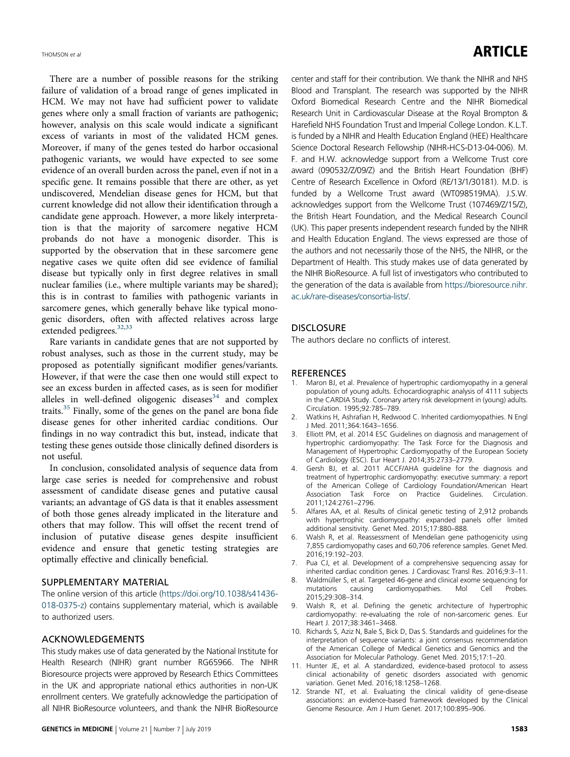There are a number of possible reasons for the striking failure of validation of a broad range of genes implicated in HCM. We may not have had sufficient power to validate genes where only a small fraction of variants are pathogenic; however, analysis on this scale would indicate a significant excess of variants in most of the validated HCM genes. Moreover, if many of the genes tested do harbor occasional pathogenic variants, we would have expected to see some evidence of an overall burden across the panel, even if not in a specific gene. It remains possible that there are other, as yet undiscovered, Mendelian disease genes for HCM, but that current knowledge did not allow their identification through a candidate gene approach. However, a more likely interpretation is that the majority of sarcomere negative HCM probands do not have a monogenic disorder. This is supported by the observation that in these sarcomere gene negative cases we quite often did see evidence of familial disease but typically only in first degree relatives in small nuclear families (i.e., where multiple variants may be shared); this is in contrast to families with pathogenic variants in sarcomere genes, which generally behave like typical monogenic disorders, often with affected relatives across large extended pedigrees.[32,33]

Rare variants in candidate genes that are not supported by robust analyses, such as those in the current study, may be proposed as potentially significant modifier genes/variants. However, if that were the case then one would still expect to see an excess burden in affected cases, as is seen for modifier alleles in well-defined oligogenic diseases[34] and complex traits.[35] Finally, some of the genes on the panel are bona fide disease genes for other inherited cardiac conditions. Our findings in no way contradict this but, instead, indicate that testing these genes outside those clinically defined disorders is not useful.

In conclusion, consolidated analysis of sequence data from large case series is needed for comprehensive and robust assessment of candidate disease genes and putative causal variants; an advantage of GS data is that it enables assessment of both those genes already implicated in the literature and others that may follow. This will offset the recent trend of inclusion of putative disease genes despite insufficient evidence and ensure that genetic testing strategies are optimally effective and clinically beneficial.

## SUPPLEMENTARY MATERIAL

The online version of this article (https://doi.org/10.1038/s41436-018-0375-z) contains supplementary material, which is available to authorized users.

## ACKNOWLEDGEMENTS

This study makes use of data generated by the National Institute for Health Research (NIHR) grant number RG65966. The NIHR Bioresource projects were approved by Research Ethics Committees in the UK and appropriate national ethics authorities in non-UK enrollment centers. We gratefully acknowledge the participation of all NIHR BioResource volunteers, and thank the NIHR BioResource center and staff for their contribution. We thank the NIHR and NHS Blood and Transplant. The research was supported by the NIHR Oxford Biomedical Research Centre and the NIHR Biomedical Research Unit in Cardiovascular Disease at the Royal Brompton & Harefield NHS Foundation Trust and Imperial College London. K.L.T. is funded by a NIHR and Health Education England (HEE) Healthcare Science Doctoral Research Fellowship (NIHR-HCS-D13-04-006). M. F. and H.W. acknowledge support from a Wellcome Trust core award (090532/Z/09/Z) and the British Heart Foundation (BHF) Centre of Research Excellence in Oxford (RE/13/1/30181). M.D. is funded by a Wellcome Trust award (WT098519MA). J.S.W. acknowledges support from the Wellcome Trust (107469/Z/15/Z), the British Heart Foundation, and the Medical Research Council (UK). This paper presents independent research funded by the NIHR and Health Education England. The views expressed are those of the authors and not necessarily those of the NHS, the NIHR, or the Department of Health. This study makes use of data generated by the NIHR BioResource. A full list of investigators who contributed to the generation of the data is available from https://bioresource.nihr.ac.uk/rare-diseases/consortia-lists/.

## DISCLOSURE

The authors declare no conflicts of interest.

## REFERENCES

1. Maron BJ, et al. Prevalence of hypertrophic cardiomyopathy in a general population of young adults. Echocardiographic analysis of 4111 subjects in the CARDIA Study. Coronary artery risk development in (young) adults. Circulation. 1995;92:785–789.
2. Watkins H, Ashrafian H, Redwood C. Inherited cardiomyopathies. N Engl J Med. 2011;364:1643–1656.
3. Elliott PM, et al. 2014 ESC Guidelines on diagnosis and management of hypertrophic cardiomyopathy: The Task Force for the Diagnosis and Management of Hypertrophic Cardiomyopathy of the European Society of Cardiology (ESC). Eur Heart J. 2014;35:2733–2779.
4. Gersh BJ, et al. 2011 ACCF/AHA guideline for the diagnosis and treatment of hypertrophic cardiomyopathy: executive summary: a report of the American College of Cardiology Foundation/American Heart Association Task Force on Practice Guidelines. Circulation. 2011;124:2761–2796.
5. Alfares AA, et al. Results of clinical genetic testing of 2,912 probands with hypertrophic cardiomyopathy: expanded panels offer limited additional sensitivity. Genet Med. 2015;17:880–888.
6. Walsh R, et al. Reassessment of Mendelian gene pathogenicity using 7,855 cardiomyopathy cases and 60,706 reference samples. Genet Med. 2016;19:192–203.
7. Pua CJ, et al. Development of a comprehensive sequencing assay for inherited cardiac condition genes. J Cardiovasc Transl Res. 2016;9:3–11.
8. Waldmüller S, et al. Targeted 46-gene and clinical exome sequencing for mutations causing cardiomyopathies. Mol Cell Probes. 2015;29:308–314.
9. Walsh R, et al. Defining the genetic architecture of hypertrophic cardiomyopathy: re-evaluating the role of non-sarcomeric genes. Eur Heart J. 2017;38:3461–3468.
10. Richards S, Aziz N, Bale S, Bick D, Das S. Standards and guidelines for the interpretation of sequence variants: a joint consensus recommendation of the American College of Medical Genetics and Genomics and the Association for Molecular Pathology. Genet Med. 2015;17:1–20.
11. Hunter JE, et al. A standardized, evidence-based protocol to assess clinical actionability of genetic disorders associated with genomic variation. Genet Med. 2016;18:1258–1268.
12. Strande NT, et al. Evaluating the clinical validity of gene-disease associations: an evidence-based framework developed by the Clinical Genome Resource. Am J Hum Genet. 2017;100:895–906.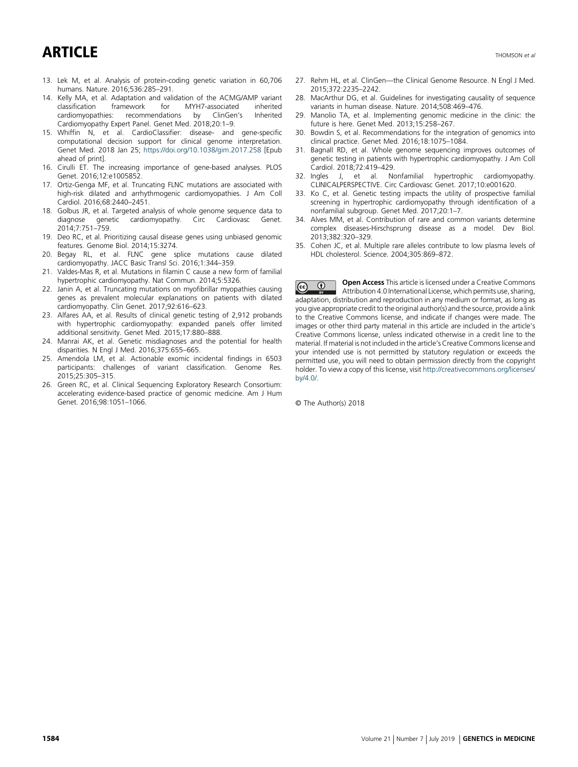13. Lek M, et al. Analysis of protein-coding genetic variation in 60,706 humans. Nature. 2016;536:285–291.
14. Kelly MA, et al. Adaptation and validation of the ACMG/AMP variant classification framework for MYH7-associated inherited cardiomyopathies: recommendations by ClinGen's Inherited Cardiomyopathy Expert Panel. Genet Med. 2018;20:1–9.
15. Whiffin N, et al. CardioClassifier: disease- and gene-specific computational decision support for clinical genome interpretation. Genet Med. 2018 Jan 25; https://doi.org/10.1038/gim.2017.258 [Epub ahead of print].
16. Cirulli ET. The increasing importance of gene-based analyses. PLOS Genet. 2016;12:e1005852.
17. Ortiz-Genga MF, et al. Truncating FLNC mutations are associated with high-risk dilated and arrhythmogenic cardiomyopathies. J Am Coll Cardiol. 2016;68:2440–2451.
18. Golbus JR, et al. Targeted analysis of whole genome sequence data to diagnose genetic cardiomyopathy. Circ Cardiovasc Genet. 2014;7:751–759.
19. Deo RC, et al. Prioritizing causal disease genes using unbiased genomic features. Genome Biol. 2014;15:3274.
20. Begay RL, et al. FLNC gene splice mutations cause dilated cardiomyopathy. JACC Basic Transl Sci. 2016;1:344–359.
21. Valdes-Mas R, et al. Mutations in filamin C cause a new form of familial hypertrophic cardiomyopathy. Nat Commun. 2014;5:5326.
22. Janin A, et al. Truncating mutations on myofibrillar myopathies causing genes as prevalent molecular explanations on patients with dilated cardiomyopathy. Clin Genet. 2017;92:616–623.
23. Alfares AA, et al. Results of clinical genetic testing of 2,912 probands with hypertrophic cardiomyopathy: expanded panels offer limited additional sensitivity. Genet Med. 2015;17:880–888.
24. Manrai AK, et al. Genetic misdiagnoses and the potential for health disparities. N Engl J Med. 2016;375:655–665.
25. Amendola LM, et al. Actionable exomic incidental findings in 6503 participants: challenges of variant classification. Genome Res. 2015;25:305–315.
26. Green RC, et al. Clinical Sequencing Exploratory Research Consortium: accelerating evidence-based practice of genomic medicine. Am J Hum Genet. 2016;98:1051–1066.
27. Rehm HL, et al. ClinGen—the Clinical Genome Resource. N Engl J Med. 2015;372:2235–2242.
28. MacArthur DG, et al. Guidelines for investigating causality of sequence variants in human disease. Nature. 2014;508:469–476.
29. Manolio TA, et al. Implementing genomic medicine in the clinic: the future is here. Genet Med. 2013;15:258–267.
30. Bowdin S, et al. Recommendations for the integration of genomics into clinical practice. Genet Med. 2016;18:1075–1084.
31. Bagnall RD, et al. Whole genome sequencing improves outcomes of genetic testing in patients with hypertrophic cardiomyopathy. J Am Coll Cardiol. 2018;72:419–429.
32. Ingles J, et al. Nonfamilial hypertrophic cardiomyopathy. CLINICALPERSPECTIVE. Circ Cardiovasc Genet. 2017;10:e001620.
33. Ko C, et al. Genetic testing impacts the utility of prospective familial screening in hypertrophic cardiomyopathy through identification of a nonfamilial subgroup. Genet Med. 2017;20:1–7.
34. Alves MM, et al. Contribution of rare and common variants determine complex diseases-Hirschsprung disease as a model. Dev Biol. 2013;382:320–329.
35. Cohen JC, et al. Multiple rare alleles contribute to low plasma levels of HDL cholesterol. Science. 2004;305:869–872.

**Open Access** This article is licensed under a Creative Commons Attribution 4.0 International License, which permits use, sharing, adaptation, distribution and reproduction in any medium or format, as long as you give appropriate credit to the original author(s) and the source, provide a link to the Creative Commons license, and indicate if changes were made. The images or other third party material in this article are included in the article's Creative Commons license, unless indicated otherwise in a credit line to the material. If material is not included in the article's Creative Commons license and your intended use is not permitted by statutory regulation or exceeds the permitted use, you will need to obtain permission directly from the copyright holder. To view a copy of this license, visit http://creativecommons.org/licenses/by/4.0/.

© The Author(s) 2018